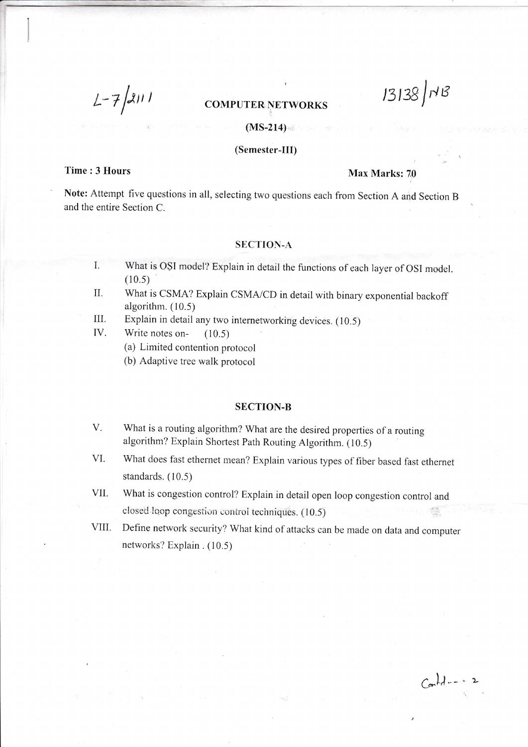L-7/2111

13138/NB

# COMPUTER NETWORKS

## (MS-214)

## (Semester-III)

**Time : 3 Hours** **Max Marks: 70**

**Note:** Attempt five questions in all, selecting two questions each from Section A and Section B and the entire Section C.

### SECTION-A

I. What is OSI model? Explain in detail the functions of each layer of OSI model. (10.5)

II. What is CSMA? Explain CSMA/CD in detail with binary exponential backoff algorithm. (10.5)

III. Explain in detail any two internetworking devices. (10.5)

IV. Write notes on- (10.5)

(a) Limited contention protocol

(b) Adaptive tree walk protocol

### SECTION-B

V. What is a routing algorithm? What are the desired properties of a routing algorithm? Explain Shortest Path Routing Algorithm. (10.5)

VI. What does fast ethernet mean? Explain various types of fiber based fast ethernet standards. (10.5)

VII. What is congestion control? Explain in detail open loop congestion control and closed loop congestion control techniques. (10.5)

VIII. Define network security? What kind of attacks can be made on data and computer networks? Explain . (10.5)

Contd---2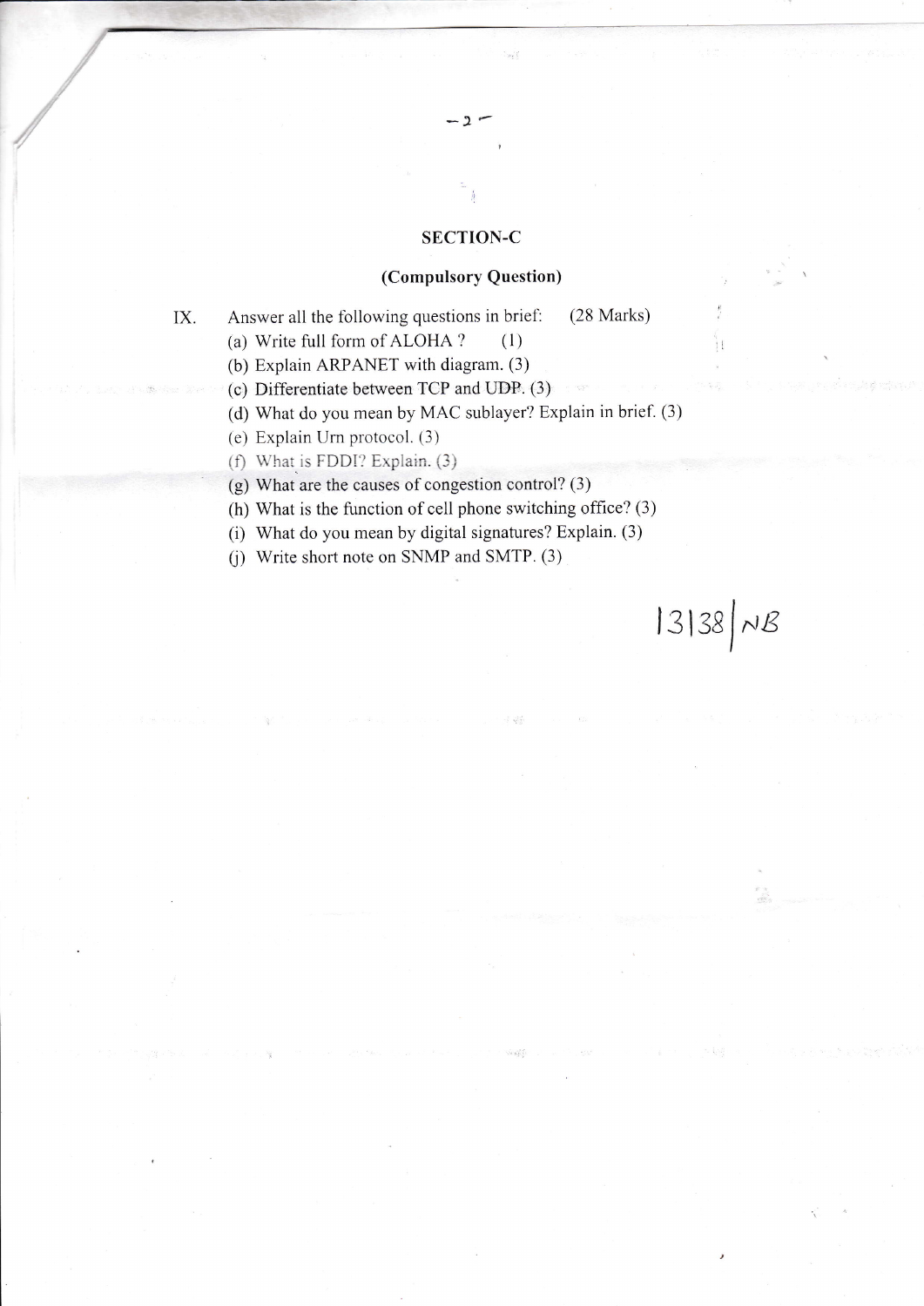## SECTION-C

**(Compulsory Question)**

IX. Answer all the following questions in brief: (28 Marks)

(a) Write full form of ALOHA ? (1)

(b) Explain ARPANET with diagram. (3)

(c) Differentiate between TCP and UDP. (3)

(d) What do you mean by MAC sublayer? Explain in brief. (3)

(e) Explain Urn protocol. (3)

(f) What is FDDI? Explain. (3)

(g) What are the causes of congestion control? (3)

(h) What is the function of cell phone switching office? (3)

(i) What do you mean by digital signatures? Explain. (3)

(j) Write short note on SNMP and SMTP. (3)

13138/NB